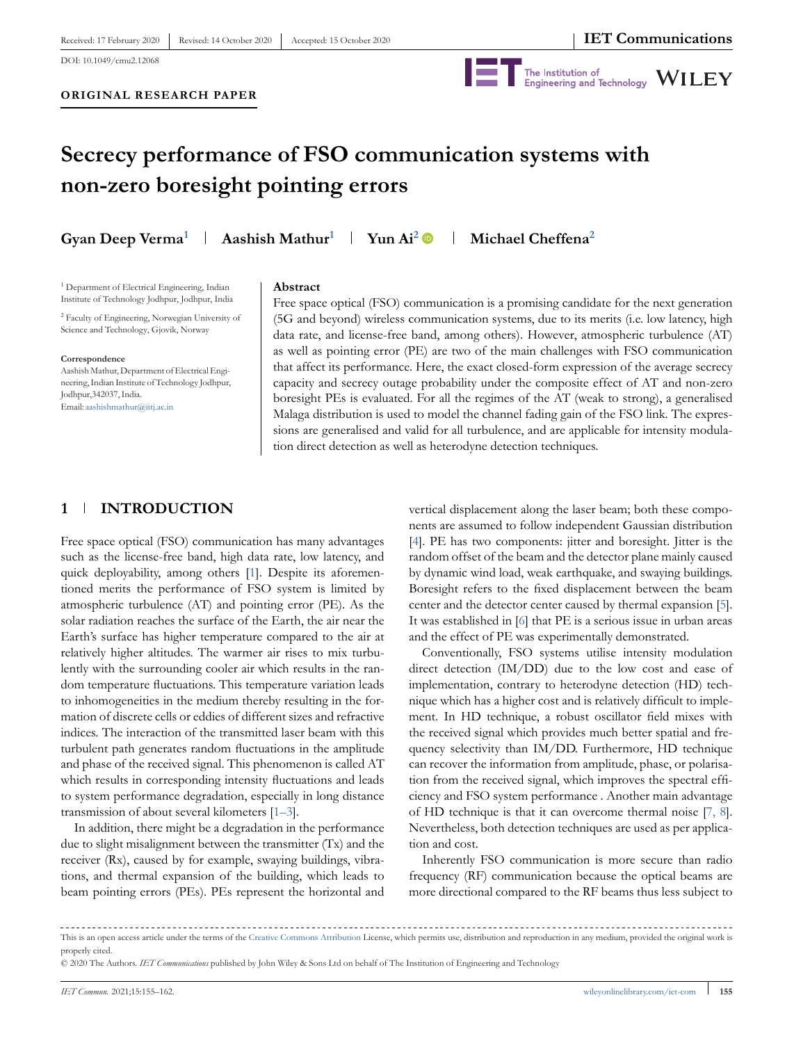Received: 17 February 2020 | Revised: 14 October 2020 | Accepted: 15 October 2020

DOI: 10.1049/cmu2.12068

**ORIGINAL RESEARCH PAPER**

# Secrecy performance of FSO communication systems with non-zero boresight pointing errors

**Gyan Deep Verma**[1] | **Aashish Mathur**[1] | **Yun Ai**[2] | **Michael Cheffena**[2]

[1] Department of Electrical Engineering, Indian Institute of Technology Jodhpur, Jodhpur, India

[2] Faculty of Engineering, Norwegian University of Science and Technology, Gjovik, Norway

**Correspondence**

Aashish Mathur, Department of Electrical Engineering, Indian Institute of Technology Jodhpur, Jodhpur,342037, India.
Email: aashishmathur@iitj.ac.in

**Abstract**

Free space optical (FSO) communication is a promising candidate for the next generation (5G and beyond) wireless communication systems, due to its merits (i.e. low latency, high data rate, and license-free band, among others). However, atmospheric turbulence (AT) as well as pointing error (PE) are two of the main challenges with FSO communication that affect its performance. Here, the exact closed-form expression of the average secrecy capacity and secrecy outage probability under the composite effect of AT and non-zero boresight PEs is evaluated. For all the regimes of the AT (weak to strong), a generalised Malaga distribution is used to model the channel fading gain of the FSO link. The expressions are generalised and valid for all turbulence, and are applicable for intensity modulation direct detection as well as heterodyne detection techniques.

## 1 | INTRODUCTION

Free space optical (FSO) communication has many advantages such as the license-free band, high data rate, low latency, and quick deployability, among others [1]. Despite its aforementioned merits the performance of FSO system is limited by atmospheric turbulence (AT) and pointing error (PE). As the solar radiation reaches the surface of the Earth, the air near the Earth's surface has higher temperature compared to the air at relatively higher altitudes. The warmer air rises to mix turbulently with the surrounding cooler air which results in the random temperature fluctuations. This temperature variation leads to inhomogeneities in the medium thereby resulting in the formation of discrete cells or eddies of different sizes and refractive indices. The interaction of the transmitted laser beam with this turbulent path generates random fluctuations in the amplitude and phase of the received signal. This phenomenon is called AT which results in corresponding intensity fluctuations and leads to system performance degradation, especially in long distance transmission of about several kilometers [1–3].

In addition, there might be a degradation in the performance due to slight misalignment between the transmitter (Tx) and the receiver (Rx), caused by for example, swaying buildings, vibrations, and thermal expansion of the building, which leads to beam pointing errors (PEs). PEs represent the horizontal and vertical displacement along the laser beam; both these components are assumed to follow independent Gaussian distribution [4]. PE has two components: jitter and boresight. Jitter is the random offset of the beam and the detector plane mainly caused by dynamic wind load, weak earthquake, and swaying buildings. Boresight refers to the fixed displacement between the beam center and the detector center caused by thermal expansion [5]. It was established in [6] that PE is a serious issue in urban areas and the effect of PE was experimentally demonstrated.

Conventionally, FSO systems utilise intensity modulation direct detection (IM/DD) due to the low cost and ease of implementation, contrary to heterodyne detection (HD) technique which has a higher cost and is relatively difficult to implement. In HD technique, a robust oscillator field mixes with the received signal which provides much better spatial and frequency selectivity than IM/DD. Furthermore, HD technique can recover the information from amplitude, phase, or polarisation from the received signal, which improves the spectral efficiency and FSO system performance . Another main advantage of HD technique is that it can overcome thermal noise [7, 8]. Nevertheless, both detection techniques are used as per application and cost.

Inherently FSO communication is more secure than radio frequency (RF) communication because the optical beams are more directional compared to the RF beams thus less subject to

This is an open access article under the terms of the Creative Commons Attribution License, which permits use, distribution and reproduction in any medium, provided the original work is properly cited.

© 2020 The Authors. *IET Communications* published by John Wiley & Sons Ltd on behalf of The Institution of Engineering and Technology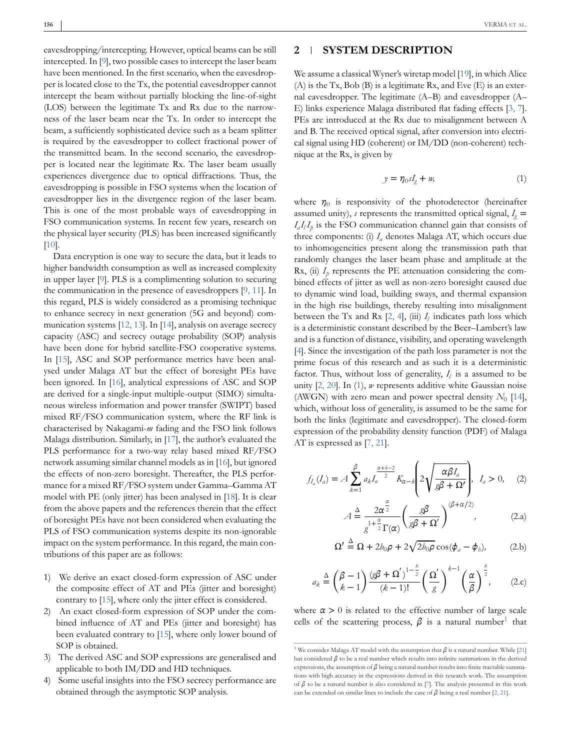eavesdropping/intercepting. However, optical beams can be still intercepted. In [9], two possible cases to intercept the laser beam have been mentioned. In the first scenario, when the eavesdropper is located close to the Tx, the potential eavesdropper cannot intercept the beam without partially blocking the line-of-sight (LOS) between the legitimate Tx and Rx due to the narrowness of the laser beam near the Tx. In order to intercept the beam, a sufficiently sophisticated device such as a beam splitter is required by the eavesdropper to collect fractional power of the transmitted beam. In the second scenario, the eavesdropper is located near the legitimate Rx. The laser beam usually experiences divergence due to optical diffractions. Thus, the eavesdropping is possible in FSO systems when the location of eavesdropper lies in the divergence region of the laser beam. This is one of the most probable ways of eavesdropping in FSO communication systems. In recent few years, research on the physical layer security (PLS) has been increased significantly [10].

Data encryption is one way to secure the data, but it leads to higher bandwidth consumption as well as increased complexity in upper layer [9]. PLS is a complimenting solution to securing the communication in the presence of eavesdroppers [9, 11]. In this regard, PLS is widely considered as a promising technique to enhance secrecy in next generation (5G and beyond) communication systems [12, 13]. In [14], analysis on average secrecy capacity (ASC) and secrecy outage probability (SOP) analysis have been done for hybrid satellite-FSO cooperative systems. In [15], ASC and SOP performance metrics have been analysed under Malaga AT but the effect of boresight PEs have been ignored. In [16], analytical expressions of ASC and SOP are derived for a single-input multiple-output (SIMO) simultaneous wireless information and power transfer (SWIPT) based mixed RF/FSO communication system, where the RF link is characterised by Nakagami-$m$ fading and the FSO link follows Malaga distribution. Similarly, in [17], the author's evaluated the PLS performance for a two-way relay based mixed RF/FSO network assuming similar channel models as in [16], but ignored the effects of non-zero boresight. Thereafter, the PLS performance for a mixed RF/FSO system under Gamma–Gamma AT model with PE (only jitter) has been analysed in [18]. It is clear from the above papers and the references therein that the effect of boresight PEs have not been considered when evaluating the PLS of FSO communication systems despite its non-ignorable impact on the system performance. In this regard, the main contributions of this paper are as follows:

1) We derive an exact closed-form expression of ASC under the composite effect of AT and PEs (jitter and boresight) contrary to [15], where only the jitter effect is considered.
2) An exact closed-form expression of SOP under the combined influence of AT and PEs (jitter and boresight) has been evaluated contrary to [15], where only lower bound of SOP is obtained.
3) The derived ASC and SOP expressions are generalised and applicable to both IM/DD and HD techniques.
4) Some useful insights into the FSO secrecy performance are obtained through the asymptotic SOP analysis.

## 2 | SYSTEM DESCRIPTION

We assume a classical Wyner's wiretap model [19], in which Alice (A) is the Tx, Bob (B) is a legitimate Rx, and Eve (E) is an external eavesdropper. The legitimate (A–B) and eavesdropper (A–E) links experience Malaga distributed flat fading effects [3, 7]. PEs are introduced at the Rx due to misalignment between A and B. The received optical signal, after conversion into electrical signal using HD (coherent) or IM/DD (non-coherent) technique at the Rx, is given by

$$y = \eta_0 s I_g + w, \tag{1}$$

where $\eta_0$ is responsivity of the photodetector (hereinafter assumed unity), $s$ represents the transmitted optical signal, $I_g = I_a I_l I_p$ is the FSO communication channel gain that consists of three components: (i) $I_a$ denotes Malaga AT, which occurs due to inhomogeneities present along the transmission path that randomly changes the laser beam phase and amplitude at the Rx, (ii) $I_p$ represents the PE attenuation considering the combined effects of jitter as well as non-zero boresight caused due to dynamic wind load, building sways, and thermal expansion in the high rise buildings, thereby resulting into misalignment between the Tx and Rx [2, 4], (iii) $I_l$ indicates path loss which is a deterministic constant described by the Beer–Lambert's law and is a function of distance, visibility, and operating wavelength [4]. Since the investigation of the path loss parameter is not the prime focus of this research and as such it is a deterministic factor. Thus, without loss of generality, $I_l$ is a assumed to be unity [2, 20]. In (1), $w$ represents additive white Gaussian noise (AWGN) with zero mean and power spectral density $N_0$ [14], which, without loss of generality, is assumed to be the same for both the links (legitimate and eavesdropper). The closed-form expression of the probability density function (PDF) of Malaga AT is expressed as [7, 21].

$$f_{I_a}(I_a) = A \sum_{k=1}^{\beta} a_k I_a^{\frac{\alpha+k-2}{2}} K_{\alpha-k}\left(2\sqrt{\frac{\alpha\beta I_a}{g\beta+\Omega'}}\right), \quad I_a > 0, \tag{2}$$

$$A \triangleq \frac{2\alpha^{\frac{\alpha}{2}}}{g^{1+\frac{\alpha}{2}}\Gamma(\alpha)}\left(\frac{g\beta}{g\beta+\Omega'}\right)^{(\beta+\alpha/2)}, \tag{2.a}$$

$$\Omega' \triangleq \Omega + 2b_0\rho + 2\sqrt{2b_0\rho}\cos(\phi_a - \phi_b), \tag{2.b}$$

$$a_k \triangleq \binom{\beta-1}{k-1}\frac{(g\beta+\Omega')^{1-\frac{k}{2}}}{(k-1)!}\left(\frac{\Omega'}{g}\right)^{k-1}\left(\frac{\alpha}{\beta}\right)^{\frac{k}{2}}, \tag{2.c}$$

where $\alpha > 0$ is related to the effective number of large scale cells of the scattering process, $\beta$ is a natural number[1] that

[1] We consider Malaga AT model with the assumption that $\beta$ is a natural number. While [21] has considered $\beta$ to be a real number which results into infinite summations in the derived expressions, the assumption of $\beta$ being a natural number results into finite tractable summations with high accuracy in the expressions derived in this research work. The assumption of $\beta$ to be a natural number is also considered in [7]. The analysis presented in this work can be extended on similar lines to include the case of $\beta$ being a real number [2, 21].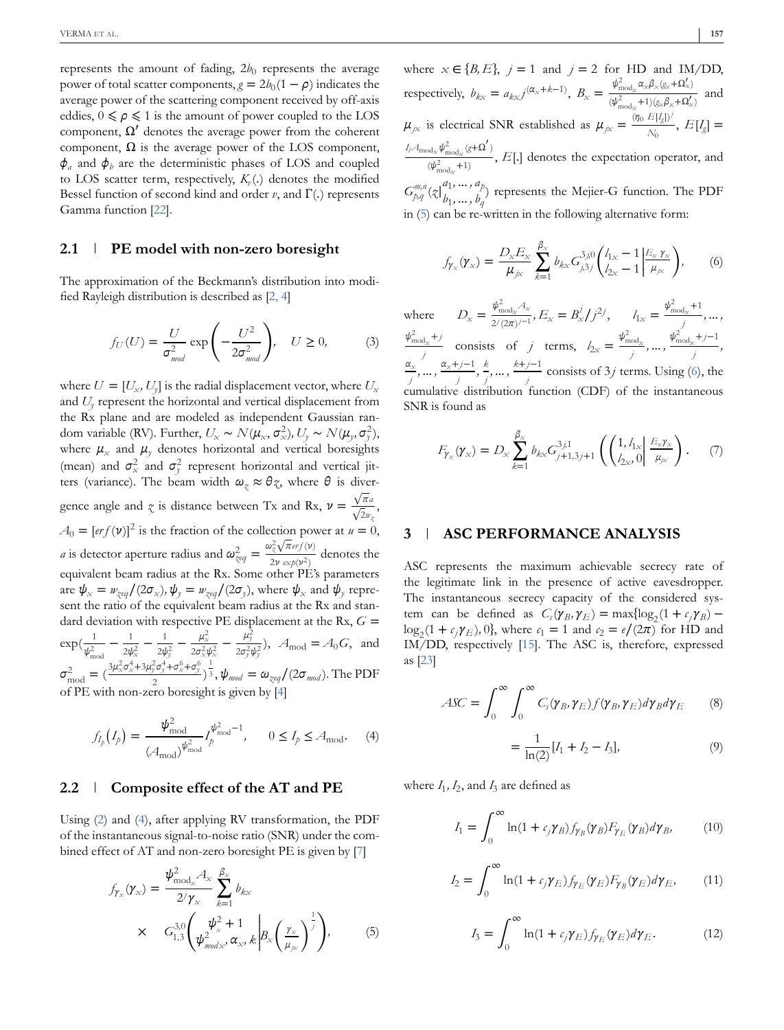represents the amount of fading, $2b_0$ represents the average power of total scatter components, $g = 2b_0(1-\rho)$ indicates the average power of the scattering component received by off-axis eddies, $0 \leqslant \rho \leqslant 1$ is the amount of power coupled to the LOS component, $\Omega'$ denotes the average power from the coherent component, $\Omega$ is the average power of the LOS component, $\phi_a$ and $\phi_b$ are the deterministic phases of LOS and coupled to LOS scatter term, respectively, $K_v(.)$ denotes the modified Bessel function of second kind and order $v$, and $\Gamma(.)$ represents Gamma function [22].

## 2.1 | PE model with non-zero boresight

The approximation of the Beckmann's distribution into modified Rayleigh distribution is described as [2, 4]

$$f_U(U) = \frac{U}{\sigma^2_{mod}} \exp\left(-\frac{U^2}{2\sigma^2_{mod}}\right), \quad U \geq 0, \tag{3}$$

where $U = [U_x, U_y]$ is the radial displacement vector, where $U_x$ and $U_y$ represent the horizontal and vertical displacement from the Rx plane and are modeled as independent Gaussian random variable (RV). Further, $U_x \sim N(\mu_x, \sigma_x^2)$, $U_y \sim N(\mu_y, \sigma_y^2)$, where $\mu_x$ and $\mu_y$ denotes horizontal and vertical boresights (mean) and $\sigma_x^2$ and $\sigma_y^2$ represent horizontal and vertical jitters (variance). The beam width $\omega_z \approx \theta z$, where $\theta$ is divergence angle and $z$ is distance between Tx and Rx, $\nu = \frac{\sqrt{\pi}a}{\sqrt{2}w_z}$, $A_0 = [erf(\nu)]^2$ is the fraction of the collection power at $u = 0$, $a$ is detector aperture radius and $\omega^2_{zeq} = \frac{\omega_z^2\sqrt{\pi}erf(\nu)}{2\nu\exp(\nu^2)}$ denotes the equivalent beam radius at the Rx. Some other PE's parameters are $\psi_x = w_{zeq}/(2\sigma_x)$, $\psi_y = w_{zeq}/(2\sigma_y)$, where $\psi_x$ and $\psi_y$ represent the ratio of the equivalent beam radius at the Rx and standard deviation with respective PE displacement at the Rx, $G = \exp(\frac{1}{\psi^2_{\text{mod}}} - \frac{1}{2\psi_x^2} - \frac{1}{2\psi_y^2} - \frac{\mu_x^2}{2\sigma_x^2\psi_x^2} - \frac{\mu_y^2}{2\sigma_y^2\psi_y^2})$, $A_{\text{mod}} = A_0 G$, and $\sigma^2_{\text{mod}} = (\frac{3\mu_x^2\sigma_x^4 + 3\mu_y^2\sigma_y^4 + \sigma_x^6 + \sigma_y^6}{2})^{\frac{1}{3}}$, $\psi_{mod} = \omega_{zeq}/(2\sigma_{mod})$. The PDF of PE with non-zero boresight is given by [4]

$$f_{I_p}(I_p) = \frac{\psi^2_{\text{mod}}}{(A_{\text{mod}})^{\psi^2_{\text{mod}}}} I_p^{\psi^2_{\text{mod}}-1}, \qquad 0 \leq I_p \leq A_{\text{mod}}. \tag{4}$$

## 2.2 | Composite effect of the AT and PE

Using (2) and (4), after applying RV transformation, the PDF of the instantaneous signal-to-noise ratio (SNR) under the combined effect of AT and non-zero boresight PE is given by [7]

$$f_{\gamma_x}(\gamma_x) = \frac{\psi^2_{\text{mod}_x} A_x}{2^j \gamma_x} \sum_{k=1}^{\beta_x} b_{kx} \times G^{3,0}_{1,3}\left( \left. \begin{matrix} \psi_x^2 + 1 \\ \psi^2_{mod_x}, \alpha_x, k \end{matrix} \right| B_x \left(\frac{\gamma_x}{\mu_{jx}}\right)^{\frac{1}{j}} \right), \tag{5}$$

where $x \in \{B, E\}$, $j = 1$ and $j = 2$ for HD and IM/DD, respectively, $b_{kx} = a_{kx} j^{(\alpha_x + k - 1)}$, $B_x = \frac{\psi^2_{\text{mod}_x}\alpha_x\beta_x(g_x + \Omega'_x)}{(\psi^2_{\text{mod}_x}+1)(g_x\beta_x + \Omega'_x)}$ and $\mu_{jx}$ is electrical SNR established as $\mu_{jx} = \frac{(\eta_0 E[I_g])^j}{N_0}$, $E[I_g] = \frac{I_l A_{\text{mod}_x}\psi^2_{\text{mod}_x}(g + \Omega')}{(\psi^2_{\text{mod}_x}+1)}$, $E[.]$ denotes the expectation operator, and $G^{m,n}_{p,q}(z|^{a_1,\ldots,a_p}_{b_1,\ldots,b_q})$ represents the Mejier-G function. The PDF in (5) can be re-written in the following alternative form:

$$f_{\gamma_x}(\gamma_x) = \frac{D_x E_x}{\mu_{jx}} \sum_{k=1}^{\beta_x} b_{kx} G^{3j,0}_{j,3j}\left( \left. \begin{matrix} l_{1x} - 1 \\ l_{2x} - 1 \end{matrix} \right| \frac{E_x\gamma_x}{\mu_{jx}} \right), \tag{6}$$

where $D_x = \frac{\psi^2_{\text{mod}_x} A_x}{2^j(2\pi)^{j-1}}$, $E_x = B_x^j/j^{2j}$, $l_{1x} = \frac{\psi^2_{\text{mod}_x}+1}{j}, \ldots, \frac{\psi^2_{\text{mod}_x}+j}{j}$ consists of $j$ terms, $l_{2x} = \frac{\psi^2_{\text{mod}_x}}{j}, \ldots, \frac{\psi^2_{\text{mod}_x}+j-1}{j}, \frac{\alpha_x}{j}, \ldots, \frac{\alpha_x+j-1}{j}, \frac{k}{j}, \ldots, \frac{k+j-1}{j}$ consists of $3j$ terms. Using (6), the cumulative distribution function (CDF) of the instantaneous SNR is found as

$$F_{\gamma_x}(\gamma_x) = D_x \sum_{k=1}^{\beta_x} b_{kx} G^{3j,1}_{j+1,3j+1}\left( \left( \left. \begin{matrix} 1, l_{1x} \\ l_{2x}, 0 \end{matrix} \right| \frac{E_x\gamma_x}{\mu_{jx}} \right) \right). \tag{7}$$

# 3 | ASC PERFORMANCE ANALYSIS

ASC represents the maximum achievable secrecy rate of the legitimate link in the presence of active eavesdropper. The instantaneous secrecy capacity of the considered system can be defined as $C_s(\gamma_B, \gamma_E) = \max\{\log_2(1 + c_j\gamma_B) - \log_2(1 + c_j\gamma_E), 0\}$, where $c_1 = 1$ and $c_2 = e/(2\pi)$ for HD and IM/DD, respectively [15]. The ASC is, therefore, expressed as [23]

$$ASC = \int_0^\infty \int_0^\infty C_s(\gamma_B, \gamma_E) f(\gamma_B, \gamma_E) d\gamma_B d\gamma_E \tag{8}$$

$$= \frac{1}{\ln(2)}[I_1 + I_2 - I_3], \tag{9}$$

where $I_1$, $I_2$, and $I_3$ are defined as

$$I_1 = \int_0^\infty \ln(1 + c_j\gamma_B) f_{\gamma_B}(\gamma_B) F_{\gamma_E}(\gamma_B) d\gamma_B, \tag{10}$$

$$I_2 = \int_0^\infty \ln(1 + c_j\gamma_E) f_{\gamma_E}(\gamma_E) F_{\gamma_B}(\gamma_E) d\gamma_E, \tag{11}$$

$$I_3 = \int_0^\infty \ln(1 + c_j\gamma_E) f_{\gamma_E}(\gamma_E) d\gamma_E. \tag{12}$$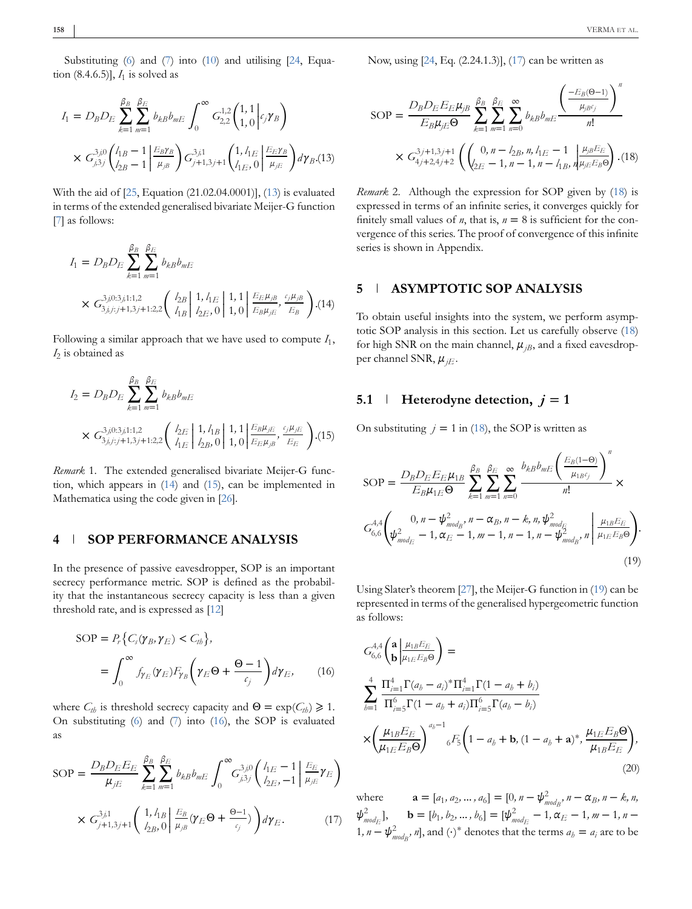Substituting (6) and (7) into (10) and utilising [24, Equation (8.4.6.5)], $I_1$ is solved as

$$I_1 = D_B D_E \sum_{k=1}^{\beta_B}\sum_{m=1}^{\beta_E} b_{kB} b_{mE} \int_0^\infty G_{2,2}^{1,2}\left(\begin{matrix}1,1\\1,0\end{matrix}\middle| c_j \gamma_B\right) \times G_{j,3j}^{3j,0}\left(\begin{matrix}l_{1B}-1\\l_{2B}-1\end{matrix}\middle| \frac{E_B\gamma_B}{\mu_{jB}}\right) G_{j+1,3j+1}^{3j,1}\left(\begin{matrix}1,l_{1E}\\l_{1E},0\end{matrix}\middle| \frac{E_E\gamma_B}{\mu_{jE}}\right) d\gamma_B. \quad (13)$$

With the aid of [25, Equation (21.02.04.0001)], (13) is evaluated in terms of the extended generalised bivariate Meijer-G function [7] as follows:

$$I_1 = D_B D_E \sum_{k=1}^{\beta_B}\sum_{m=1}^{\beta_E} b_{kB} b_{mE} \times G_{3j,j:j+1,3j+1:2,2}^{3j,0:3j,1:1,2}\left(\begin{matrix}l_{2B}\\l_{1B}\end{matrix}\middle|\begin{matrix}1,l_{1E}\\l_{2E},0\end{matrix}\middle|\begin{matrix}1,1\\1,0\end{matrix}\middle| \frac{E_E\mu_{jB}}{E_B\mu_{jE}}, \frac{c_j\mu_{jB}}{E_B}\right). \quad (14)$$

Following a similar approach that we have used to compute $I_1$, $I_2$ is obtained as

$$I_2 = D_B D_E \sum_{k=1}^{\beta_B}\sum_{m=1}^{\beta_E} b_{kB} b_{mE} \times G_{3j,j:j+1,3j+1:2,2}^{3j,0:3j,1:1,2}\left(\begin{matrix}l_{2E}\\l_{1E}\end{matrix}\middle|\begin{matrix}1,l_{1B}\\l_{2B},0\end{matrix}\middle|\begin{matrix}1,1\\1,0\end{matrix}\middle| \frac{E_B\mu_{jE}}{E_E\mu_{jB}}, \frac{c_j\mu_{jE}}{E_E}\right). \quad (15)$$

*Remark* 1. The extended generalised bivariate Meijer-G function, which appears in (14) and (15), can be implemented in Mathematica using the code given in [26].

## 4 | SOP PERFORMANCE ANALYSIS

In the presence of passive eavesdropper, SOP is an important secrecy performance metric. SOP is defined as the probability that the instantaneous secrecy capacity is less than a given threshold rate, and is expressed as [12]

$$\begin{aligned}\text{SOP} &= P_r\{C_s(\gamma_B,\gamma_E) < C_{th}\},\\ &= \int_0^\infty f_{\gamma_E}(\gamma_E) F_{\gamma_B}\left(\gamma_E\Theta + \frac{\Theta-1}{c_j}\right) d\gamma_E,\end{aligned} \quad (16)$$

where $C_{th}$ is threshold secrecy capacity and $\Theta = \exp(C_{th}) \geqslant 1$. On substituting (6) and (7) into (16), the SOP is evaluated as

$$\text{SOP} = \frac{D_B D_E E_E}{\mu_{jE}} \sum_{k=1}^{\beta_B}\sum_{m=1}^{\beta_E} b_{kB} b_{mE} \int_0^\infty G_{j,3j}^{3j,0}\left(\begin{matrix}l_{1E}-1\\l_{2E},-1\end{matrix}\middle| \frac{E_E}{\mu_{jE}}\gamma_E\right) \times G_{j+1,3j+1}^{3j,1}\left(\begin{matrix}1,l_{1B}\\l_{2B},0\end{matrix}\middle| \frac{E_B}{\mu_{jB}}\left(\gamma_E\Theta + \frac{\Theta-1}{c_j}\right)\right) d\gamma_E. \quad (17)$$

Now, using [24, Eq. (2.24.1.3)], (17) can be written as

$$\text{SOP} = \frac{D_B D_E E_E \mu_{jB}}{E_B \mu_{jE}\Theta} \sum_{k=1}^{\beta_B}\sum_{m=1}^{\beta_E}\sum_{n=0}^{\infty} b_{kB} b_{mE} \frac{\left(\frac{-E_B(\Theta-1)}{\mu_{jB}c_j}\right)^n}{n!} \times G_{4j+2,4j+2}^{3j+1,3j+1}\left(\begin{matrix}0,n-l_{2B},n,l_{1E}-1\\l_{2E}-1,n-1,n-l_{1B},n\end{matrix}\middle| \frac{\mu_{jB}E_E}{\mu_{jE}E_B\Theta}\right). \quad (18)$$

*Remark* 2. Although the expression for SOP given by (18) is expressed in terms of an infinite series, it converges quickly for finitely small values of $n$, that is, $n = 8$ is sufficient for the convergence of this series. The proof of convergence of this infinite series is shown in Appendix.

## 5 | ASYMPTOTIC SOP ANALYSIS

To obtain useful insights into the system, we perform asymptotic SOP analysis in this section. Let us carefully observe (18) for high SNR on the main channel, $\mu_{jB}$, and a fixed eavesdropper channel SNR, $\mu_{jE}$.

### 5.1 | Heterodyne detection, $j = 1$

On substituting $j = 1$ in (18), the SOP is written as

$$\text{SOP} = \frac{D_B D_E E_E \mu_{1B}}{E_B \mu_{1E}\Theta} \sum_{k=1}^{\beta_B}\sum_{m=1}^{\beta_E}\sum_{n=0}^{\infty} \frac{b_{kB} b_{mE}\left(\frac{E_B(1-\Theta)}{\mu_{1B}c_j}\right)^n}{n!} \times G_{6,6}^{4,4}\left(\begin{matrix}0,n-\psi^2_{mod_B},n-\alpha_B,n-k,n,\psi^2_{mod_E}\\ \psi^2_{mod_E}-1,\alpha_E-1,m-1,n-1,n-\psi^2_{mod_B},n\end{matrix}\middle| \frac{\mu_{1B}E_E}{\mu_{1E}E_B\Theta}\right). \quad (19)$$

Using Slater's theorem [27], the Meijer-G function in (19) can be represented in terms of the generalised hypergeometric function as follows:

$$G_{6,6}^{4,4}\left(\begin{matrix}\mathbf{a}\\\mathbf{b}\end{matrix}\middle| \frac{\mu_{1B}E_E}{\mu_{1E}E_B\Theta}\right) = \sum_{b=1}^{4} \frac{\Pi_{i=1}^4\Gamma(a_b-a_i)^*\Pi_{i=1}^4\Gamma(1-a_b+b_i)}{\Pi_{i=5}^6\Gamma(1-a_b+a_i)\Pi_{i=5}^6\Gamma(a_b-b_i)} \times\left(\frac{\mu_{1B}E_E}{\mu_{1E}E_B\Theta}\right)^{a_b-1} {}_6F_5\left(1-a_b+\mathbf{b},(1-a_b+\mathbf{a})^*,\frac{\mu_{1E}E_B\Theta}{\mu_{1B}E_E}\right), \quad (20)$$

where $\mathbf{a} = [a_1, a_2, \ldots, a_6] = [0, n-\psi^2_{mod_B}, n-\alpha_B, n-k, n, \psi^2_{mod_E}]$, $\mathbf{b} = [b_1, b_2, \ldots, b_6] = [\psi^2_{mod_E}-1, \alpha_E-1, m-1, n-1, n-\psi^2_{mod_B}, n]$, and $(\cdot)^*$ denotes that the terms $a_b = a_i$ are to be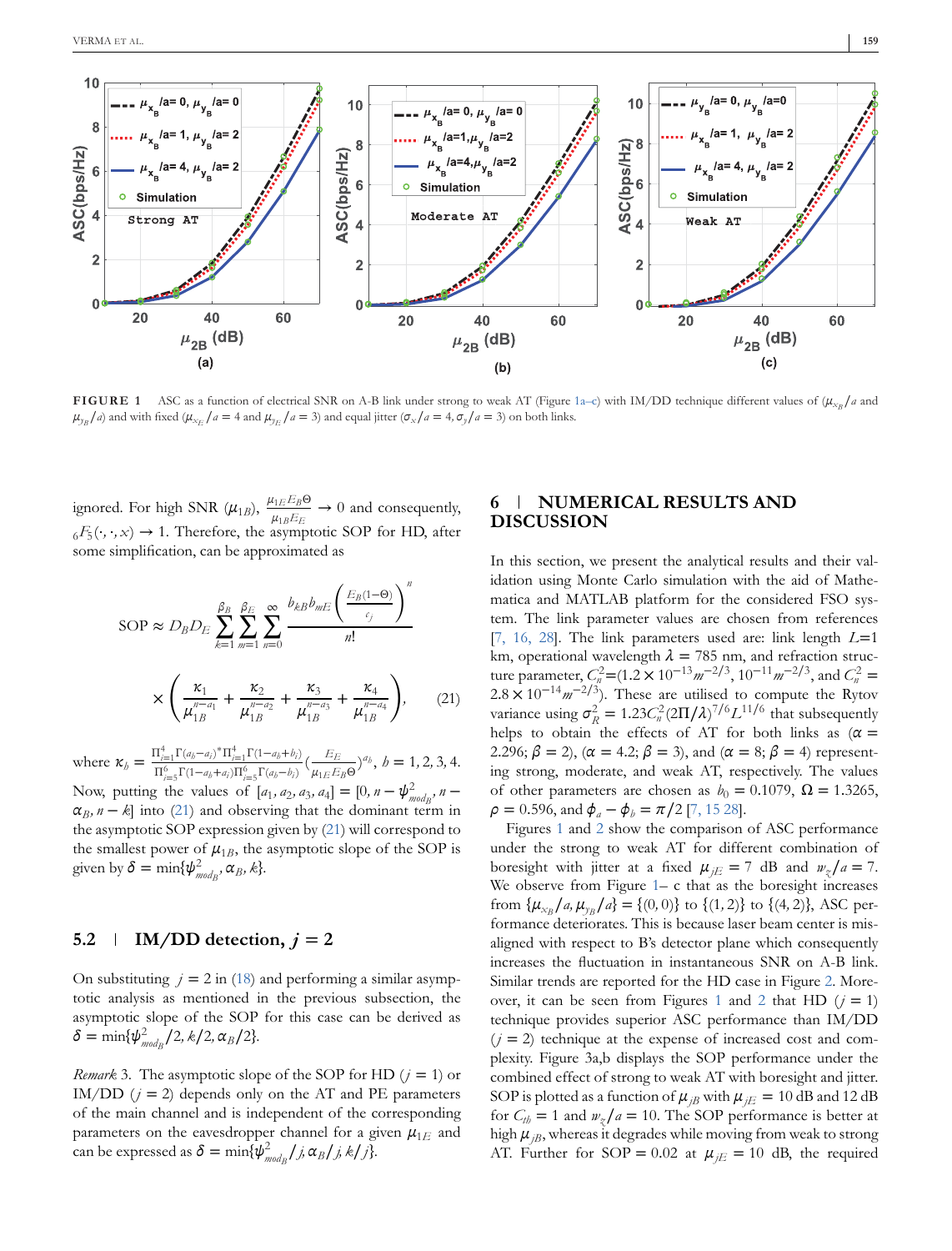FIGURE 1 ASC as a function of electrical SNR on A-B link under strong to weak AT (Figure 1a–c) with IM/DD technique different values of ($\mu_{x_B}/a$ and $\mu_{y_B}/a$) and with fixed ($\mu_{x_E}/a = 4$ and $\mu_{y_E}/a = 3$) and equal jitter ($\sigma_x/a = 4, \sigma_y/a = 3$) on both links.

ignored. For high SNR ($\mu_{1B}$), $\frac{\mu_{1E} E_B \Theta}{\mu_{1B} E_E} \to 0$ and consequently, ${}_6F_5(\cdot,\cdot,x) \to 1$. Therefore, the asymptotic SOP for HD, after some simplification, can be approximated as

$$\text{SOP} \approx D_B D_E \sum_{k=1}^{\beta_B} \sum_{m=1}^{\beta_E} \sum_{n=0}^{\infty} \frac{b_{kB} b_{mE} \left(\frac{E_B(1-\Theta)}{c_j}\right)^n}{n!}$$

$$\times \left( \frac{\kappa_1}{\mu_{1B}^{n-a_1}} + \frac{\kappa_2}{\mu_{1B}^{n-a_2}} + \frac{\kappa_3}{\mu_{1B}^{n-a_3}} + \frac{\kappa_4}{\mu_{1B}^{n-a_4}} \right), \tag{21}$$

where $\kappa_b = \frac{\Pi_{i=1}^4 \Gamma(a_b - a_i)^* \Pi_{i=1}^4 \Gamma(1-a_b+b_i)}{\Pi_{i=5}^6 \Gamma(1-a_b+a_i) \Pi_{i=5}^6 \Gamma(a_b - b_i)} \left(\frac{E_E}{\mu_{1E} E_B \Theta}\right)^{a_b}$, $b = 1, 2, 3, 4$. Now, putting the values of $[a_1, a_2, a_3, a_4] = [0, n - \psi_{mod_B}^2, n - \alpha_B, n - k]$ into (21) and observing that the dominant term in the asymptotic SOP expression given by (21) will correspond to the smallest power of $\mu_{1B}$, the asymptotic slope of the SOP is given by $\delta = \min\{\psi_{mod_B}^2, \alpha_B, k\}$.

### 5.2 | IM/DD detection, $j = 2$

On substituting $j = 2$ in (18) and performing a similar asymptotic analysis as mentioned in the previous subsection, the asymptotic slope of the SOP for this case can be derived as $\delta = \min\{\psi_{mod_B}^2/2, k/2, \alpha_B/2\}$.

*Remark* 3. The asymptotic slope of the SOP for HD ($j = 1$) or IM/DD ($j = 2$) depends only on the AT and PE parameters of the main channel and is independent of the corresponding parameters on the eavesdropper channel for a given $\mu_{1E}$ and can be expressed as $\delta = \min\{\psi_{mod_B}^2/j, \alpha_B/j, k/j\}$.

## 6 | NUMERICAL RESULTS AND DISCUSSION

In this section, we present the analytical results and their validation using Monte Carlo simulation with the aid of Mathematica and MATLAB platform for the considered FSO system. The link parameter values are chosen from references [7, 16, 28]. The link parameters used are: link length $L$=1 km, operational wavelength $\lambda = 785$ nm, and refraction structure parameter, $C_n^2$=($1.2 \times 10^{-13} m^{-2/3}$, $10^{-11} m^{-2/3}$, and $C_n^2 = 2.8 \times 10^{-14} m^{-2/3}$). These are utilised to compute the Rytov variance using $\sigma_R^2 = 1.23 C_n^2 (2\Pi/\lambda)^{7/6} L^{11/6}$ that subsequently helps to obtain the effects of AT for both links as ($\alpha = 2.296$; $\beta = 2$), ($\alpha = 4.2$; $\beta = 3$), and ($\alpha = 8$; $\beta = 4$) representing strong, moderate, and weak AT, respectively. The values of other parameters are chosen as $b_0 = 0.1079$, $\Omega = 1.3265$, $\rho = 0.596$, and $\phi_a - \phi_b = \pi/2$ [7, 15 28].

Figures 1 and 2 show the comparison of ASC performance under the strong to weak AT for different combination of boresight with jitter at a fixed $\mu_{jE} = 7$ dB and $w_z/a = 7$. We observe from Figure 1– c that as the boresight increases from $\{\mu_{x_B}/a, \mu_{y_B}/a\} = \{(0,0)\}$ to $\{(1,2)\}$ to $\{(4,2)\}$, ASC performance deteriorates. This is because laser beam center is misaligned with respect to B's detector plane which consequently increases the fluctuation in instantaneous SNR on A-B link. Similar trends are reported for the HD case in Figure 2. Moreover, it can be seen from Figures 1 and 2 that HD ($j = 1$) technique provides superior ASC performance than IM/DD ($j = 2$) technique at the expense of increased cost and complexity. Figure 3a,b displays the SOP performance under the combined effect of strong to weak AT with boresight and jitter. SOP is plotted as a function of $\mu_{jB}$ with $\mu_{jE} = 10$ dB and 12 dB for $C_{th} = 1$ and $w_z/a = 10$. The SOP performance is better at high $\mu_{jB}$, whereas it degrades while moving from weak to strong AT. Further for SOP = 0.02 at $\mu_{jE} = 10$ dB, the required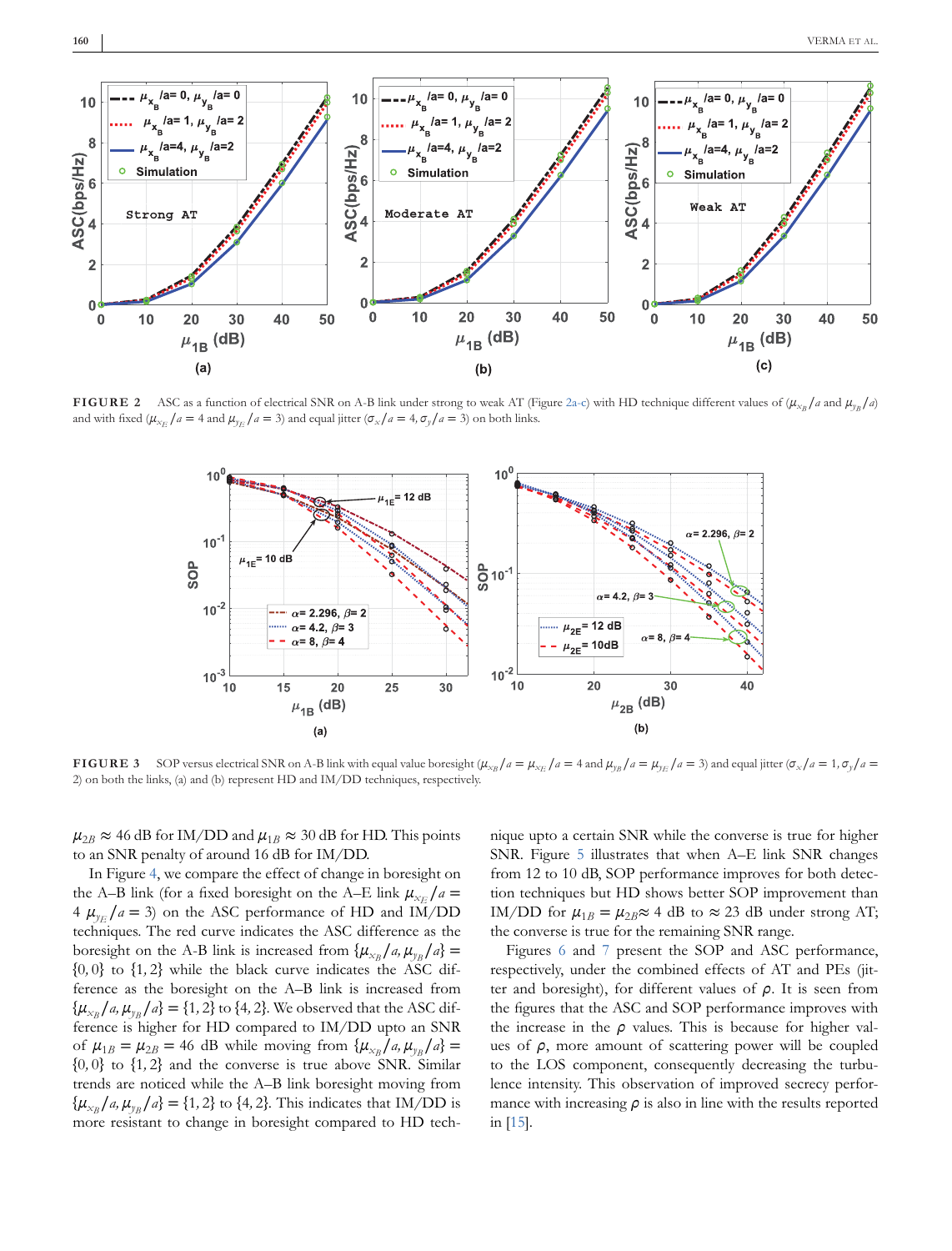FIGURE 2 ASC as a function of electrical SNR on A-B link under strong to weak AT (Figure 2a-c) with HD technique different values of ($\mu_{x_B}/a$ and $\mu_{y_B}/a$) and with fixed ($\mu_{x_E}/a = 4$ and $\mu_{y_E}/a = 3$) and equal jitter ($\sigma_x/a = 4, \sigma_y/a = 3$) on both links.

FIGURE 3 SOP versus electrical SNR on A-B link with equal value boresight ($\mu_{x_B}/a = \mu_{x_E}/a = 4$ and $\mu_{y_B}/a = \mu_{y_E}/a = 3$) and equal jitter ($\sigma_x/a = 1, \sigma_y/a = 2$) on both the links, (a) and (b) represent HD and IM/DD techniques, respectively.

$\mu_{2B} \approx 46$ dB for IM/DD and $\mu_{1B} \approx 30$ dB for HD. This points to an SNR penalty of around 16 dB for IM/DD.

In Figure 4, we compare the effect of change in boresight on the A–B link (for a fixed boresight on the A–E link $\mu_{x_E}/a = 4$ $\mu_{y_E}/a = 3$) on the ASC performance of HD and IM/DD techniques. The red curve indicates the ASC difference as the boresight on the A-B link is increased from $\{\mu_{x_B}/a, \mu_{y_B}/a\} = \{0, 0\}$ to $\{1, 2\}$ while the black curve indicates the ASC difference as the boresight on the A–B link is increased from $\{\mu_{x_B}/a, \mu_{y_B}/a\} = \{1, 2\}$ to $\{4, 2\}$. We observed that the ASC difference is higher for HD compared to IM/DD upto an SNR of $\mu_{1B} = \mu_{2B} = 46$ dB while moving from $\{\mu_{x_B}/a, \mu_{y_B}/a\} = \{0, 0\}$ to $\{1, 2\}$ and the converse is true above SNR. Similar trends are noticed while the A–B link boresight moving from $\{\mu_{x_B}/a, \mu_{y_B}/a\} = \{1, 2\}$ to $\{4, 2\}$. This indicates that IM/DD is more resistant to change in boresight compared to HD technique upto a certain SNR while the converse is true for higher SNR. Figure 5 illustrates that when A–E link SNR changes from 12 to 10 dB, SOP performance improves for both detection techniques but HD shows better SOP improvement than IM/DD for $\mu_{1B} = \mu_{2B} \approx 4$ dB to $\approx 23$ dB under strong AT; the converse is true for the remaining SNR range.

Figures 6 and 7 present the SOP and ASC performance, respectively, under the combined effects of AT and PEs (jitter and boresight), for different values of $\rho$. It is seen from the figures that the ASC and SOP performance improves with the increase in the $\rho$ values. This is because for higher values of $\rho$, more amount of scattering power will be coupled to the LOS component, consequently decreasing the turbulence intensity. This observation of improved secrecy performance with increasing $\rho$ is also in line with the results reported in [15].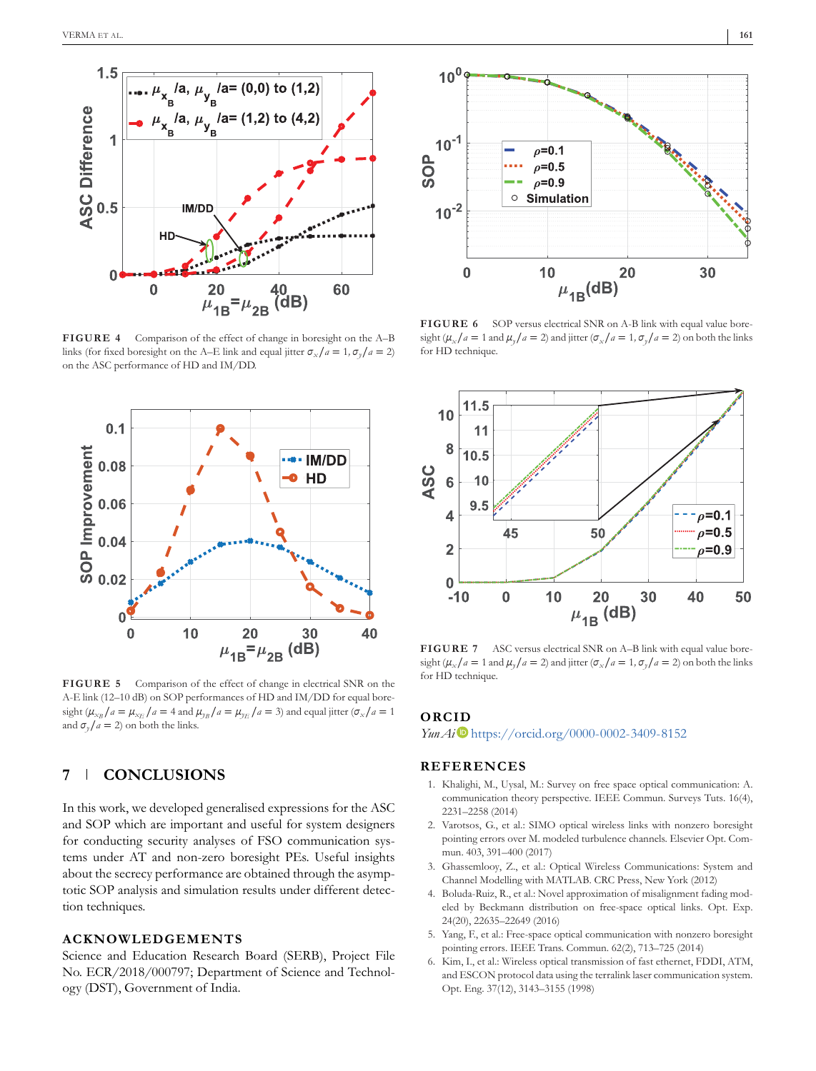**FIGURE 4** Comparison of the effect of change in boresight on the A–B links (for fixed boresight on the A–E link and equal jitter $\sigma_x/a = 1, \sigma_y/a = 2$) on the ASC performance of HD and IM/DD.

**FIGURE 5** Comparison of the effect of change in electrical SNR on the A-E link (12–10 dB) on SOP performances of HD and IM/DD for equal boresight ($\mu_{x_B}/a = \mu_{x_E}/a = 4$ and $\mu_{y_B}/a = \mu_{y_E}/a = 3$) and equal jitter ($\sigma_x/a = 1$ and $\sigma_y/a = 2$) on both the links.

**FIGURE 6** SOP versus electrical SNR on A-B link with equal value boresight ($\mu_x/a = 1$ and $\mu_y/a = 2$) and jitter ($\sigma_x/a = 1, \sigma_y/a = 2$) on both the links for HD technique.

**FIGURE 7** ASC versus electrical SNR on A–B link with equal value boresight ($\mu_x/a = 1$ and $\mu_y/a = 2$) and jitter ($\sigma_x/a = 1, \sigma_y/a = 2$) on both the links for HD technique.

## 7 | CONCLUSIONS

In this work, we developed generalised expressions for the ASC and SOP which are important and useful for system designers for conducting security analyses of FSO communication systems under AT and non-zero boresight PEs. Useful insights about the secrecy performance are obtained through the asymptotic SOP analysis and simulation results under different detection techniques.

## ACKNOWLEDGEMENTS

Science and Education Research Board (SERB), Project File No. ECR/2018/000797; Department of Science and Technology (DST), Government of India.

## ORCID

*Yun Ai* https://orcid.org/0000-0002-3409-8152

## REFERENCES

1. Khalighi, M., Uysal, M.: Survey on free space optical communication: A communication theory perspective. IEEE Commun. Surveys Tuts. 16(4), 2231–2258 (2014)
2. Varotsos, G., et al.: SIMO optical wireless links with nonzero boresight pointing errors over M. modeled turbulence channels. Elsevier Opt. Commun. 403, 391–400 (2017)
3. Ghassemlooy, Z., et al.: Optical Wireless Communications: System and Channel Modelling with MATLAB. CRC Press, New York (2012)
4. Boluda-Ruiz, R., et al.: Novel approximation of misalignment fading modeled by Beckmann distribution on free-space optical links. Opt. Exp. 24(20), 22635–22649 (2016)
5. Yang, F., et al.: Free-space optical communication with nonzero boresight pointing errors. IEEE Trans. Commun. 62(2), 713–725 (2014)
6. Kim, I., et al.: Wireless optical transmission of fast ethernet, FDDI, ATM, and ESCON protocol data using the terralink laser communication system. Opt. Eng. 37(12), 3143–3155 (1998)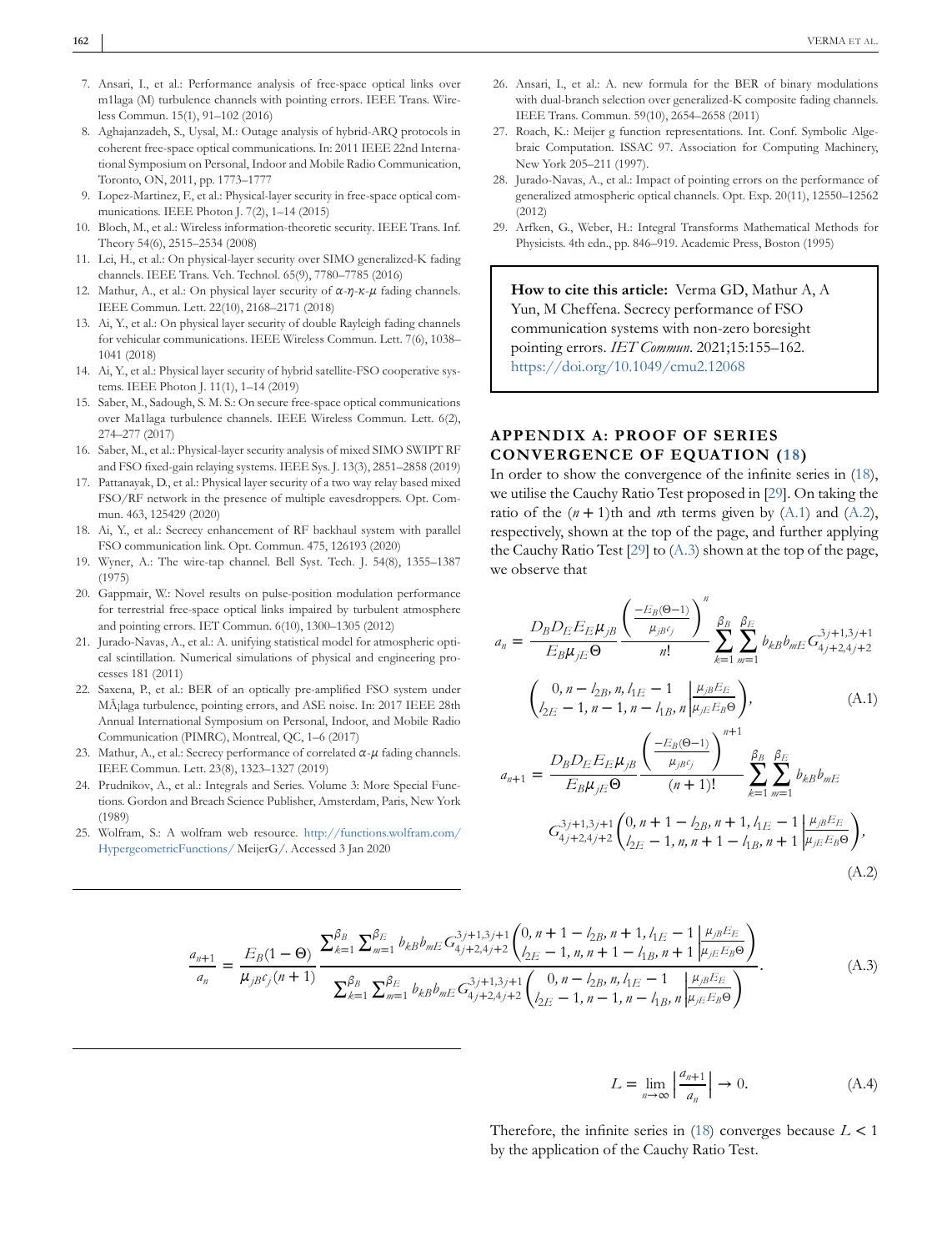7. Ansari, I., et al.: Performance analysis of free-space optical links over m1laga (M) turbulence channels with pointing errors. IEEE Trans. Wireless Commun. 15(1), 91–102 (2016)
8. Aghajanzadeh, S., Uysal, M.: Outage analysis of hybrid-ARQ protocols in coherent free-space optical communications. In: 2011 IEEE 22nd International Symposium on Personal, Indoor and Mobile Radio Communication, Toronto, ON, 2011, pp. 1773–1777
9. Lopez-Martinez, F., et al.: Physical-layer security in free-space optical communications. IEEE Photon J. 7(2), 1–14 (2015)
10. Bloch, M., et al.: Wireless information-theoretic security. IEEE Trans. Inf. Theory 54(6), 2515–2534 (2008)
11. Lei, H., et al.: On physical-layer security over SIMO generalized-K fading channels. IEEE Trans. Veh. Technol. 65(9), 7780–7785 (2016)
12. Mathur, A., et al.: On physical layer security of $\alpha$-$\eta$-$\kappa$-$\mu$ fading channels. IEEE Commun. Lett. 22(10), 2168–2171 (2018)
13. Ai, Y., et al.: On physical layer security of double Rayleigh fading channels for vehicular communications. IEEE Wireless Commun. Lett. 7(6), 1038–1041 (2018)
14. Ai, Y., et al.: Physical layer security of hybrid satellite-FSO cooperative systems. IEEE Photon J. 11(1), 1–14 (2019)
15. Saber, M., Sadough, S. M. S.: On secure free-space optical communications over Ma1laga turbulence channels. IEEE Wireless Commun. Lett. 6(2), 274–277 (2017)
16. Saber, M., et al.: Physical-layer security analysis of mixed SIMO SWIPT RF and FSO fixed-gain relaying systems. IEEE Sys. J. 13(3), 2851–2858 (2019)
17. Pattanayak, D., et al.: Physical layer security of a two way relay based mixed FSO/RF network in the presence of multiple eavesdroppers. Opt. Commun. 463, 125429 (2020)
18. Ai, Y., et al.: Secrecy enhancement of RF backhaul system with parallel FSO communication link. Opt. Commun. 475, 126193 (2020)
19. Wyner, A.: The wire-tap channel. Bell Syst. Tech. J. 54(8), 1355–1387 (1975)
20. Gappmair, W.: Novel results on pulse-position modulation performance for terrestrial free-space optical links impaired by turbulent atmosphere and pointing errors. IET Commun. 6(10), 1300–1305 (2012)
21. Jurado-Navas, A., et al.: A. unifying statistical model for atmospheric optical scintillation. Numerical simulations of physical and engineering processes 181 (2011)
22. Saxena, P., et al.: BER of an optically pre-amplified FSO system under MÃ¡laga turbulence, pointing errors, and ASE noise. In: 2017 IEEE 28th Annual International Symposium on Personal, Indoor, and Mobile Radio Communication (PIMRC), Montreal, QC, 1–6 (2017)
23. Mathur, A., et al.: Secrecy performance of correlated $\alpha$-$\mu$ fading channels. IEEE Commun. Lett. 23(8), 1323–1327 (2019)
24. Prudnikov, A., et al.: Integrals and Series. Volume 3: More Special Functions. Gordon and Breach Science Publisher, Amsterdam, Paris, New York (1989)
25. Wolfram, S.: A wolfram web resource. http://functions.wolfram.com/HypergeometricFunctions/ MeijerG/. Accessed 3 Jan 2020
26. Ansari, I., et al.: A. new formula for the BER of binary modulations with dual-branch selection over generalized-K composite fading channels. IEEE Trans. Commun. 59(10), 2654–2658 (2011)
27. Roach, K.: Meijer g function representations. Int. Conf. Symbolic Algebraic Computation. ISSAC 97. Association for Computing Machinery, New York 205–211 (1997).
28. Jurado-Navas, A., et al.: Impact of pointing errors on the performance of generalized atmospheric optical channels. Opt. Exp. 20(11), 12550–12562 (2012)
29. Arfken, G., Weber, H.: Integral Transforms Mathematical Methods for Physicists. 4th edn., pp. 846–919. Academic Press, Boston (1995)

**How to cite this article:** Verma GD, Mathur A, A Yun, M Cheffena. Secrecy performance of FSO communication systems with non-zero boresight pointing errors. *IET Commun*. 2021;15:155–162. https://doi.org/10.1049/cmu2.12068

## APPENDIX A: PROOF OF SERIES CONVERGENCE OF EQUATION (18)

In order to show the convergence of the infinite series in (18), we utilise the Cauchy Ratio Test proposed in [29]. On taking the ratio of the $(n+1)$th and $n$th terms given by (A.1) and (A.2), respectively, shown at the top of the page, and further applying the Cauchy Ratio Test [29] to (A.3) shown at the top of the page, we observe that

$$a_n = \frac{D_B D_E E_E \mu_{jB}}{E_B \mu_{jE} \Theta} \frac{\left(\frac{-E_B(\Theta-1)}{\mu_{jB}c_j}\right)^n}{n!} \sum_{k=1}^{\beta_B} \sum_{m=1}^{\beta_E} b_{kB} b_{mE} G_{4j+2,4j+2}^{3j+1,3j+1}\left( \begin{matrix} 0, n-l_{2B}, n, l_{1E}-1 \\ l_{2E}-1, n-1, n-l_{1B}, n \end{matrix} \middle| \frac{\mu_{jB}E_E}{\mu_{jE}E_B\Theta} \right), \tag{A.1}$$

$$a_{n+1} = \frac{D_B D_E E_E \mu_{jB}}{E_B \mu_{jE} \Theta} \frac{\left(\frac{-E_B(\Theta-1)}{\mu_{jB}c_j}\right)^{n+1}}{(n+1)!} \sum_{k=1}^{\beta_B} \sum_{m=1}^{\beta_E} b_{kB} b_{mE} G_{4j+2,4j+2}^{3j+1,3j+1}\left( \begin{matrix} 0, n+1-l_{2B}, n+1, l_{1E}-1 \\ l_{2E}-1, n, n+1-l_{1B}, n+1 \end{matrix} \middle| \frac{\mu_{jB}E_E}{\mu_{jE}E_B\Theta} \right), \tag{A.2}$$

$$\frac{a_{n+1}}{a_n} = \frac{E_B(1-\Theta)}{\mu_{jB}c_j(n+1)} \frac{\sum_{k=1}^{\beta_B} \sum_{m=1}^{\beta_E} b_{kB} b_{mE} G_{4j+2,4j+2}^{3j+1,3j+1}\left( \begin{matrix} 0, n+1-l_{2B}, n+1, l_{1E}-1 \\ l_{2E}-1, n, n+1-l_{1B}, n+1 \end{matrix} \middle| \frac{\mu_{jB}E_E}{\mu_{jE}E_B\Theta} \right)}{\sum_{k=1}^{\beta_B} \sum_{m=1}^{\beta_E} b_{kB} b_{mE} G_{4j+2,4j+2}^{3j+1,3j+1}\left( \begin{matrix} 0, n-l_{2B}, n, l_{1E}-1 \\ l_{2E}-1, n-1, n-l_{1B}, n \end{matrix} \middle| \frac{\mu_{jB}E_E}{\mu_{jE}E_B\Theta} \right)}. \tag{A.3}$$

$$L = \lim_{n\to\infty} \left| \frac{a_{n+1}}{a_n} \right| \to 0. \tag{A.4}$$

Therefore, the infinite series in (18) converges because $L < 1$ by the application of the Cauchy Ratio Test.